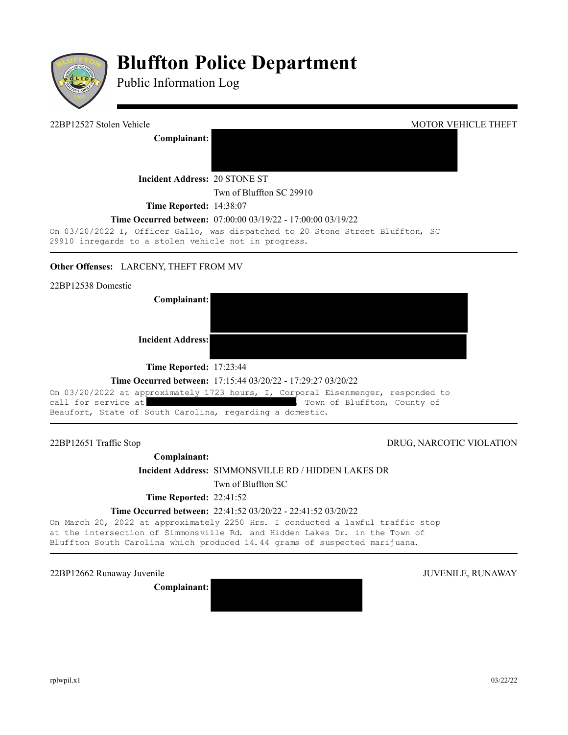# Bluffton Police Department

Public Information Log

22BP12527 Stolen Vehicle — MOTOR VEHICLE THEFT

**Complainant:**

**Incident Address:** 20 STONE ST
Twn of Bluffton SC 29910

**Time Reported:** 14:38:07

**Time Occurred between:** 07:00:00 03/19/22 - 17:00:00 03/19/22

On 03/20/2022 I, Officer Gallo, was dispatched to 20 Stone Street Bluffton, SC 29910 inregards to a stolen vehicle not in progress.

---

**Other Offenses:** LARCENY, THEFT FROM MV

22BP12538 Domestic

**Complainant:**

**Incident Address:**

**Time Reported:** 17:23:44

**Time Occurred between:** 17:15:44 03/20/22 - 17:29:27 03/20/22

On 03/20/2022 at approximately 1723 hours, I, Corporal Eisenmenger, responded to call for service at , Town of Bluffton, County of Beaufort, State of South Carolina, regarding a domestic.

---

22BP12651 Traffic Stop — DRUG, NARCOTIC VIOLATION

**Complainant:**

**Incident Address:** SIMMONSVILLE RD / HIDDEN LAKES DR
Twn of Bluffton SC

**Time Reported:** 22:41:52

**Time Occurred between:** 22:41:52 03/20/22 - 22:41:52 03/20/22

On March 20, 2022 at approximately 2250 Hrs. I conducted a lawful traffic stop at the intersection of Simmonsville Rd. and Hidden Lakes Dr. in the Town of Bluffton South Carolina which produced 14.44 grams of suspected marijuana.

---

22BP12662 Runaway Juvenile — JUVENILE, RUNAWAY

**Complainant:**

rplwpil.x1 — 03/22/22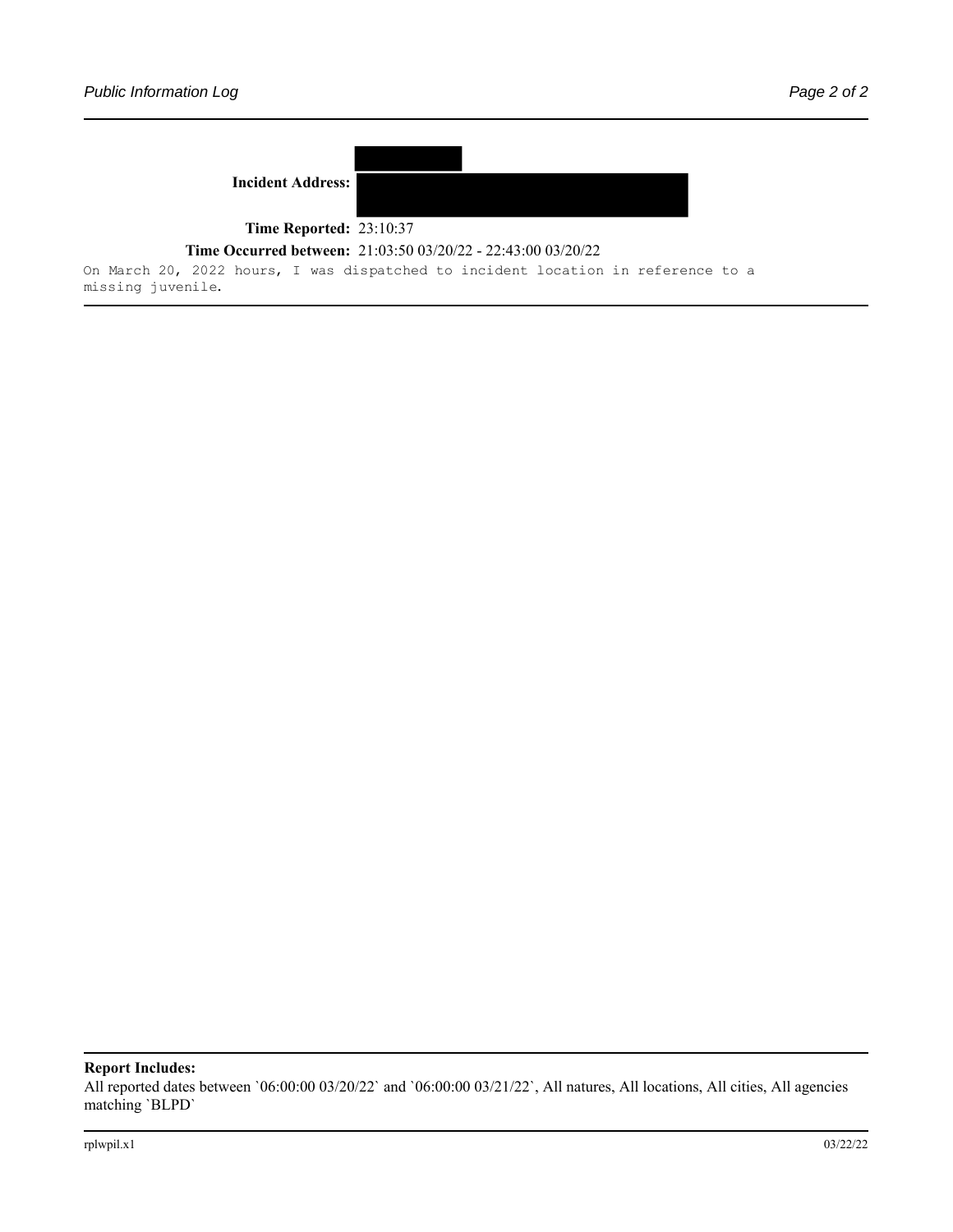**Incident Address:**

**Time Reported:** 23:10:37

**Time Occurred between:** 21:03:50 03/20/22 - 22:43:00 03/20/22

On March 20, 2022 hours, I was dispatched to incident location in reference to a missing juvenile.

**Report Includes:**

All reported dates between `06:00:00 03/20/22` and `06:00:00 03/21/22`, All natures, All locations, All cities, All agencies matching `BLPD`

rplwpil.x1

03/22/22